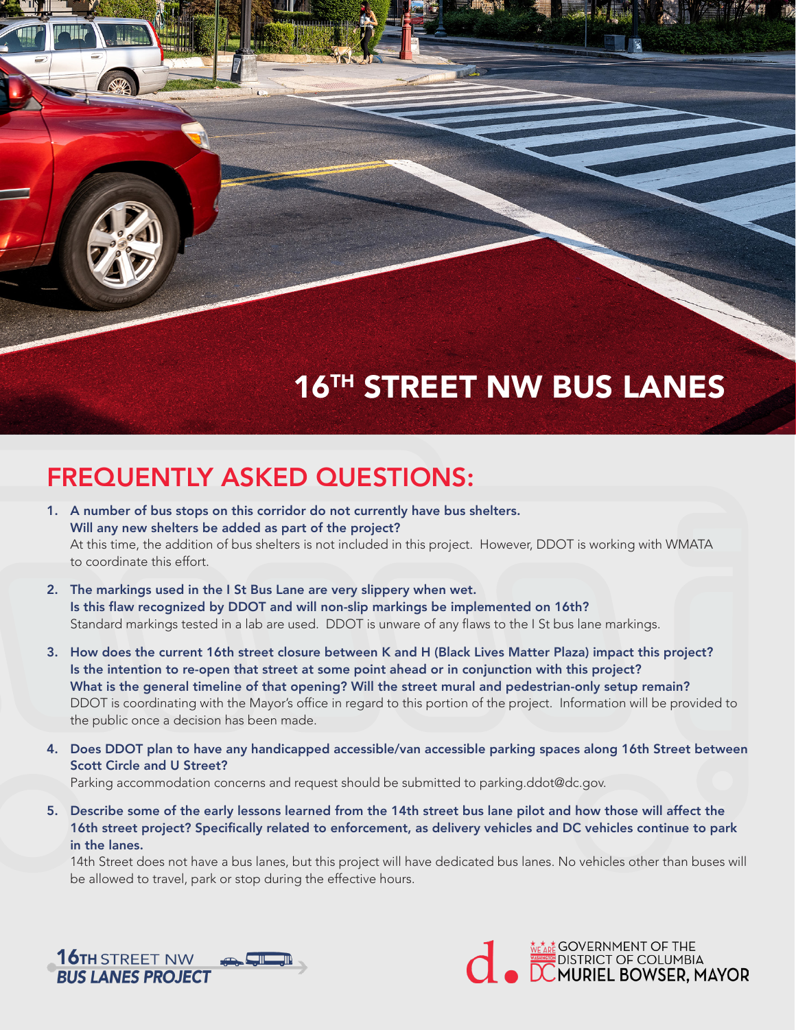# 16TH STREET NW BUS LANES

## FREQUENTLY ASKED QUESTIONS:

1. **A number of bus stops on this corridor do not currently have bus shelters. Will any new shelters be added as part of the project?**
   At this time, the addition of bus shelters is not included in this project. However, DDOT is working with WMATA to coordinate this effort.

2. **The markings used in the I St Bus Lane are very slippery when wet. Is this flaw recognized by DDOT and will non-slip markings be implemented on 16th?**
   Standard markings tested in a lab are used. DDOT is unware of any flaws to the I St bus lane markings.

3. **How does the current 16th street closure between K and H (Black Lives Matter Plaza) impact this project? Is the intention to re-open that street at some point ahead or in conjunction with this project? What is the general timeline of that opening? Will the street mural and pedestrian-only setup remain?**
   DDOT is coordinating with the Mayor's office in regard to this portion of the project. Information will be provided to the public once a decision has been made.

4. **Does DDOT plan to have any handicapped accessible/van accessible parking spaces along 16th Street between Scott Circle and U Street?**
   Parking accommodation concerns and request should be submitted to parking.ddot@dc.gov.

5. **Describe some of the early lessons learned from the 14th street bus lane pilot and how those will affect the 16th street project? Specifically related to enforcement, as delivery vehicles and DC vehicles continue to park in the lanes.**
   14th Street does not have a bus lanes, but this project will have dedicated bus lanes. No vehicles other than buses will be allowed to travel, park or stop during the effective hours.

**16TH** STREET NW
***BUS LANES PROJECT***

GOVERNMENT OF THE DISTRICT OF COLUMBIA
DC MURIEL BOWSER, MAYOR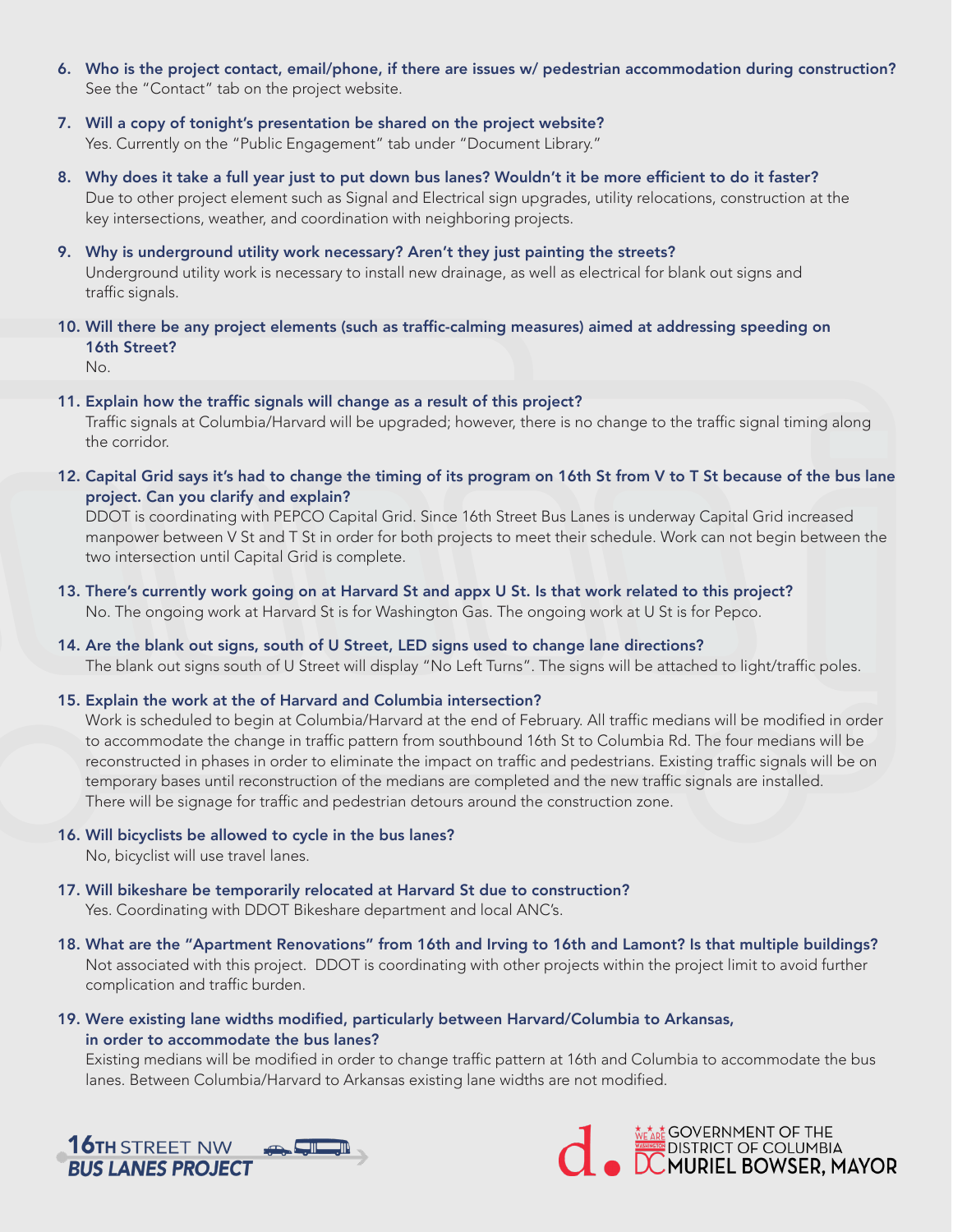6. **Who is the project contact, email/phone, if there are issues w/ pedestrian accommodation during construction?**
   See the "Contact" tab on the project website.

7. **Will a copy of tonight's presentation be shared on the project website?**
   Yes. Currently on the "Public Engagement" tab under "Document Library."

8. **Why does it take a full year just to put down bus lanes? Wouldn't it be more efficient to do it faster?**
   Due to other project element such as Signal and Electrical sign upgrades, utility relocations, construction at the key intersections, weather, and coordination with neighboring projects.

9. **Why is underground utility work necessary? Aren't they just painting the streets?**
   Underground utility work is necessary to install new drainage, as well as electrical for blank out signs and traffic signals.

10. **Will there be any project elements (such as traffic-calming measures) aimed at addressing speeding on 16th Street?**
    No.

11. **Explain how the traffic signals will change as a result of this project?**
    Traffic signals at Columbia/Harvard will be upgraded; however, there is no change to the traffic signal timing along the corridor.

12. **Capital Grid says it's had to change the timing of its program on 16th St from V to T St because of the bus lane project. Can you clarify and explain?**
    DDOT is coordinating with PEPCO Capital Grid. Since 16th Street Bus Lanes is underway Capital Grid increased manpower between V St and T St in order for both projects to meet their schedule. Work can not begin between the two intersection until Capital Grid is complete.

13. **There's currently work going on at Harvard St and appx U St. Is that work related to this project?**
    No. The ongoing work at Harvard St is for Washington Gas. The ongoing work at U St is for Pepco.

14. **Are the blank out signs, south of U Street, LED signs used to change lane directions?**
    The blank out signs south of U Street will display "No Left Turns". The signs will be attached to light/traffic poles.

15. **Explain the work at the of Harvard and Columbia intersection?**
    Work is scheduled to begin at Columbia/Harvard at the end of February. All traffic medians will be modified in order to accommodate the change in traffic pattern from southbound 16th St to Columbia Rd. The four medians will be reconstructed in phases in order to eliminate the impact on traffic and pedestrians. Existing traffic signals will be on temporary bases until reconstruction of the medians are completed and the new traffic signals are installed. There will be signage for traffic and pedestrian detours around the construction zone.

16. **Will bicyclists be allowed to cycle in the bus lanes?**
    No, bicyclist will use travel lanes.

17. **Will bikeshare be temporarily relocated at Harvard St due to construction?**
    Yes. Coordinating with DDOT Bikeshare department and local ANC's.

18. **What are the "Apartment Renovations" from 16th and Irving to 16th and Lamont? Is that multiple buildings?**
    Not associated with this project. DDOT is coordinating with other projects within the project limit to avoid further complication and traffic burden.

19. **Were existing lane widths modified, particularly between Harvard/Columbia to Arkansas, in order to accommodate the bus lanes?**
    Existing medians will be modified in order to change traffic pattern at 16th and Columbia to accommodate the bus lanes. Between Columbia/Harvard to Arkansas existing lane widths are not modified.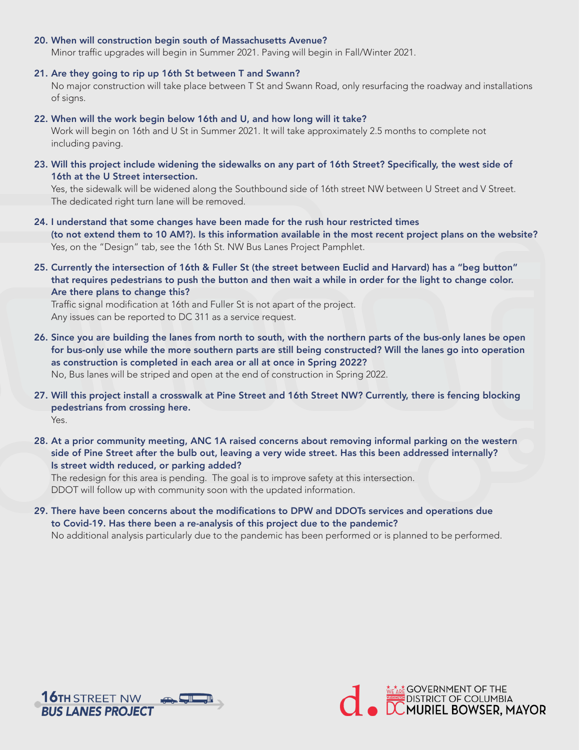20. **When will construction begin south of Massachusetts Avenue?**
    Minor traffic upgrades will begin in Summer 2021. Paving will begin in Fall/Winter 2021.

21. **Are they going to rip up 16th St between T and Swann?**
    No major construction will take place between T St and Swann Road, only resurfacing the roadway and installations of signs.

22. **When will the work begin below 16th and U, and how long will it take?**
    Work will begin on 16th and U St in Summer 2021. It will take approximately 2.5 months to complete not including paving.

23. **Will this project include widening the sidewalks on any part of 16th Street? Specifically, the west side of 16th at the U Street intersection.**
    Yes, the sidewalk will be widened along the Southbound side of 16th street NW between U Street and V Street. The dedicated right turn lane will be removed.

24. **I understand that some changes have been made for the rush hour restricted times (to not extend them to 10 AM?). Is this information available in the most recent project plans on the website?**
    Yes, on the "Design" tab, see the 16th St. NW Bus Lanes Project Pamphlet.

25. **Currently the intersection of 16th & Fuller St (the street between Euclid and Harvard) has a "beg button" that requires pedestrians to push the button and then wait a while in order for the light to change color. Are there plans to change this?**
    Traffic signal modification at 16th and Fuller St is not apart of the project.
    Any issues can be reported to DC 311 as a service request.

26. **Since you are building the lanes from north to south, with the northern parts of the bus-only lanes be open for bus-only use while the more southern parts are still being constructed? Will the lanes go into operation as construction is completed in each area or all at once in Spring 2022?**
    No, Bus lanes will be striped and open at the end of construction in Spring 2022.

27. **Will this project install a crosswalk at Pine Street and 16th Street NW? Currently, there is fencing blocking pedestrians from crossing here.**
    Yes.

28. **At a prior community meeting, ANC 1A raised concerns about removing informal parking on the western side of Pine Street after the bulb out, leaving a very wide street. Has this been addressed internally? Is street width reduced, or parking added?**
    The redesign for this area is pending. The goal is to improve safety at this intersection.
    DDOT will follow up with community soon with the updated information.

29. **There have been concerns about the modifications to DPW and DDOTs services and operations due to Covid-19. Has there been a re-analysis of this project due to the pandemic?**
    No additional analysis particularly due to the pandemic has been performed or is planned to be performed.

16TH STREET NW
BUS LANES PROJECT

GOVERNMENT OF THE DISTRICT OF COLUMBIA
MURIEL BOWSER, MAYOR